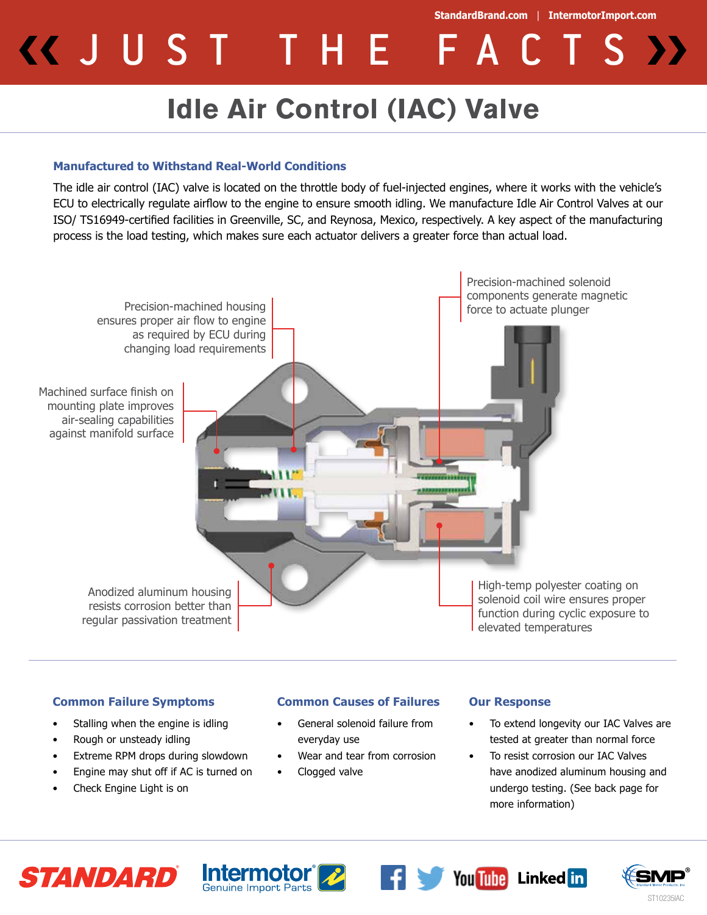StandardBrand.com | IntermotorImport.com

# « JUST THE FACTS »

## Idle Air Control (IAC) Valve

### Manufactured to Withstand Real-World Conditions

The idle air control (IAC) valve is located on the throttle body of fuel-injected engines, where it works with the vehicle's ECU to electrically regulate airflow to the engine to ensure smooth idling. We manufacture Idle Air Control Valves at our ISO/ TS16949-certified facilities in Greenville, SC, and Reynosa, Mexico, respectively. A key aspect of the manufacturing process is the load testing, which makes sure each actuator delivers a greater force than actual load.

Precision-machined housing ensures proper air flow to engine as required by ECU during changing load requirements

Precision-machined solenoid components generate magnetic force to actuate plunger

Machined surface finish on mounting plate improves air-sealing capabilities against manifold surface

Anodized aluminum housing resists corrosion better than regular passivation treatment

High-temp polyester coating on solenoid coil wire ensures proper function during cyclic exposure to elevated temperatures

### Common Failure Symptoms

- Stalling when the engine is idling
- Rough or unsteady idling
- Extreme RPM drops during slowdown
- Engine may shut off if AC is turned on
- Check Engine Light is on

### Common Causes of Failures

- General solenoid failure from everyday use
- Wear and tear from corrosion
- Clogged valve

### Our Response

- To extend longevity our IAC Valves are tested at greater than normal force
- To resist corrosion our IAC Valves have anodized aluminum housing and undergo testing. (See back page for more information)

STANDARD | Intermotor Genuine Import Parts | SMP

ST10235IAC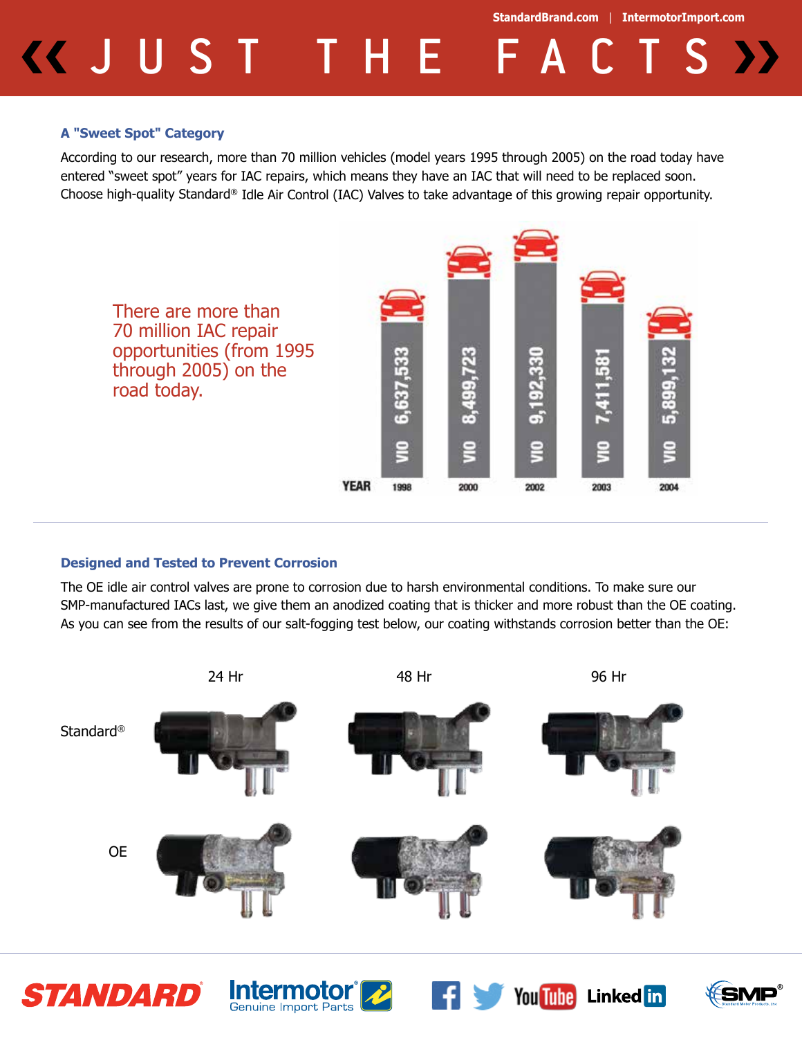StandardBrand.com | IntermotorImport.com

# « JUST THE FACTS »

### A "Sweet Spot" Category

According to our research, more than 70 million vehicles (model years 1995 through 2005) on the road today have entered “sweet spot” years for IAC repairs, which means they have an IAC that will need to be replaced soon. Choose high-quality Standard® Idle Air Control (IAC) Valves to take advantage of this growing repair opportunity.

There are more than 70 million IAC repair opportunities (from 1995 through 2005) on the road today.

VIO 6,637,533
VIO 8,499,723
VIO 9,192,330
VIO 7,411,581
VIO 5,899,132

YEAR 1998 2000 2002 2003 2004

### Designed and Tested to Prevent Corrosion

The OE idle air control valves are prone to corrosion due to harsh environmental conditions. To make sure our SMP-manufactured IACs last, we give them an anodized coating that is thicker and more robust than the OE coating. As you can see from the results of our salt-fogging test below, our coating withstands corrosion better than the OE:

24 Hr 48 Hr 96 Hr

Standard®

OE

STANDARD® Intermotor® Genuine Import Parts YouTube LinkedIn SMP®